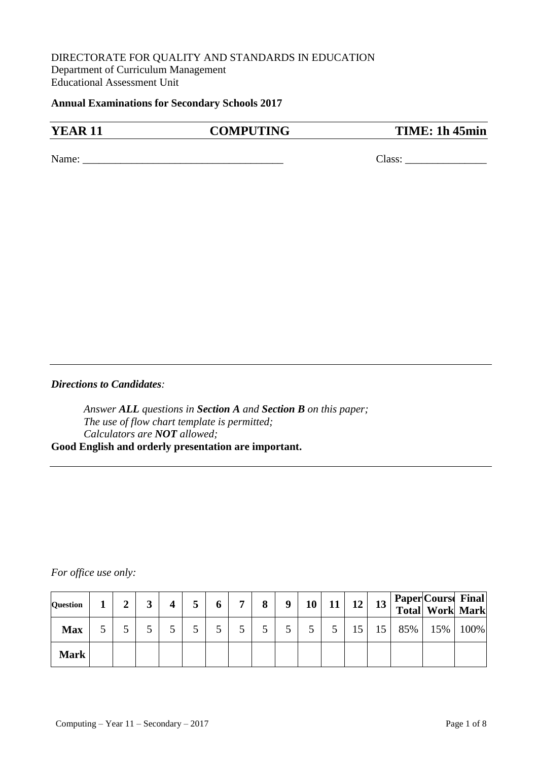DIRECTORATE FOR QUALITY AND STANDARDS IN EDUCATION
Department of Curriculum Management
Educational Assessment Unit

**Annual Examinations for Secondary Schools 2017**

| **YEAR 11** | **COMPUTING** | **TIME: 1h 45min** |
|---|---|---|

Name: ____________________________________ Class: _______________

---

*Directions to Candidates:*

> *Answer **ALL** questions in **Section A** and **Section B** on this paper;*
> *The use of flow chart template is permitted;*
> *Calculators are **NOT** allowed;*

**Good English and orderly presentation are important.**

---

*For office use only:*

| **Question** | **1** | **2** | **3** | **4** | **5** | **6** | **7** | **8** | **9** | **10** | **11** | **12** | **13** | **Paper Total** | **Course Work** | **Final Mark** |
|---|---|---|---|---|---|---|---|---|---|---|---|---|---|---|---|---|
| **Max** | 5 | 5 | 5 | 5 | 5 | 5 | 5 | 5 | 5 | 5 | 5 | 15 | 15 | 85% | 15% | 100% |
| **Mark** | | | | | | | | | | | | | | | | |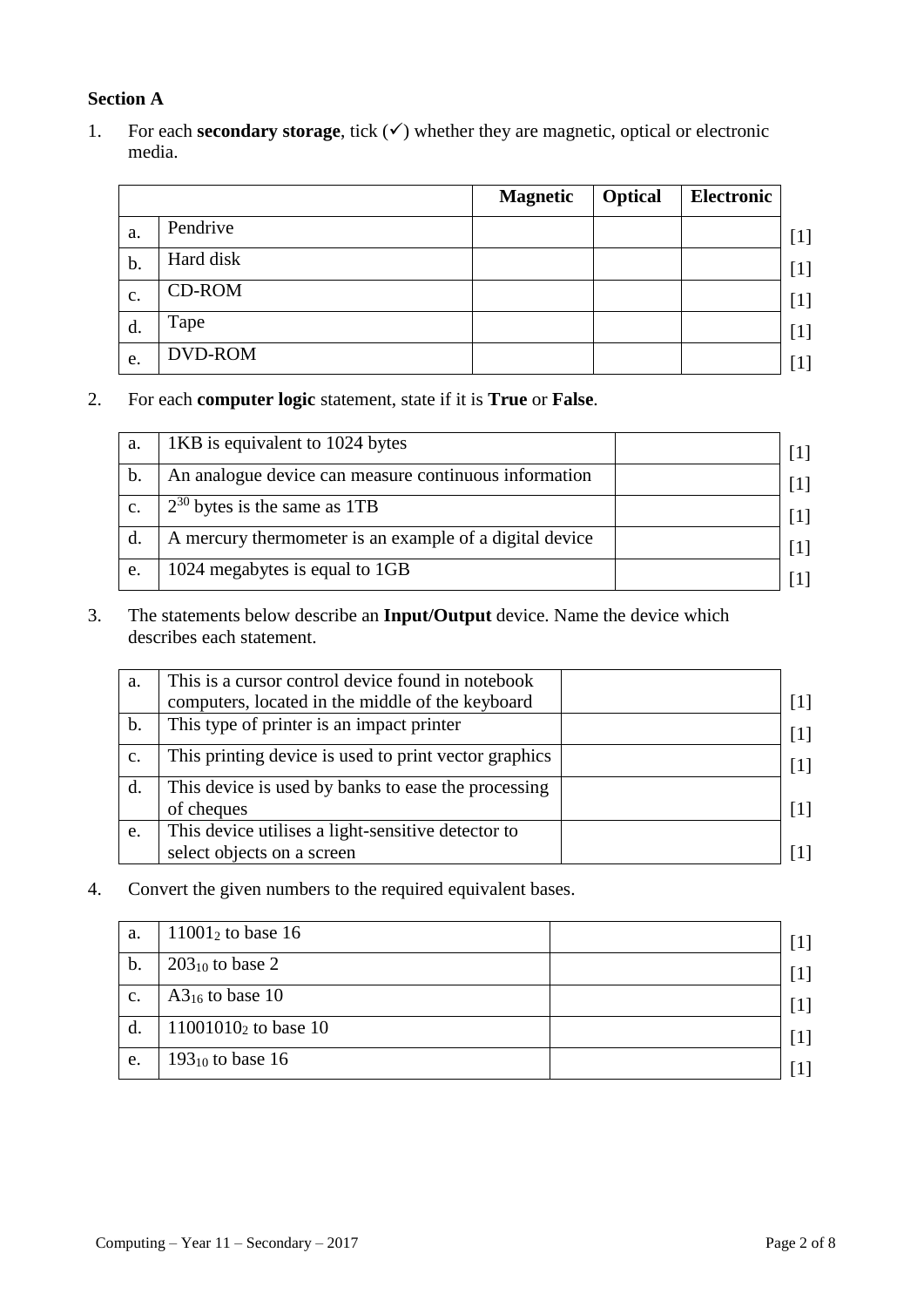## Section A

1. For each **secondary storage**, tick (✓) whether they are magnetic, optical or electronic media.

| | | Magnetic | Optical | Electronic | |
|---|---|---|---|---|---|
| a. | Pendrive | | | | [1] |
| b. | Hard disk | | | | [1] |
| c. | CD-ROM | | | | [1] |
| d. | Tape | | | | [1] |
| e. | DVD-ROM | | | | [1] |

2. For each **computer logic** statement, state if it is **True** or **False**.

| | | | |
|---|---|---|---|
| a. | 1KB is equivalent to 1024 bytes | | [1] |
| b. | An analogue device can measure continuous information | | [1] |
| c. | $2^{30}$ bytes is the same as 1TB | | [1] |
| d. | A mercury thermometer is an example of a digital device | | [1] |
| e. | 1024 megabytes is equal to 1GB | | [1] |

3. The statements below describe an **Input/Output** device. Name the device which describes each statement.

| | | | |
|---|---|---|---|
| a. | This is a cursor control device found in notebook computers, located in the middle of the keyboard | | [1] |
| b. | This type of printer is an impact printer | | [1] |
| c. | This printing device is used to print vector graphics | | [1] |
| d. | This device is used by banks to ease the processing of cheques | | [1] |
| e. | This device utilises a light-sensitive detector to select objects on a screen | | [1] |

4. Convert the given numbers to the required equivalent bases.

| | | | |
|---|---|---|---|
| a. | $11001_2$ to base 16 | | [1] |
| b. | $203_{10}$ to base 2 | | [1] |
| c. | $A3_{16}$ to base 10 | | [1] |
| d. | $11001010_2$ to base 10 | | [1] |
| e. | $193_{10}$ to base 16 | | [1] |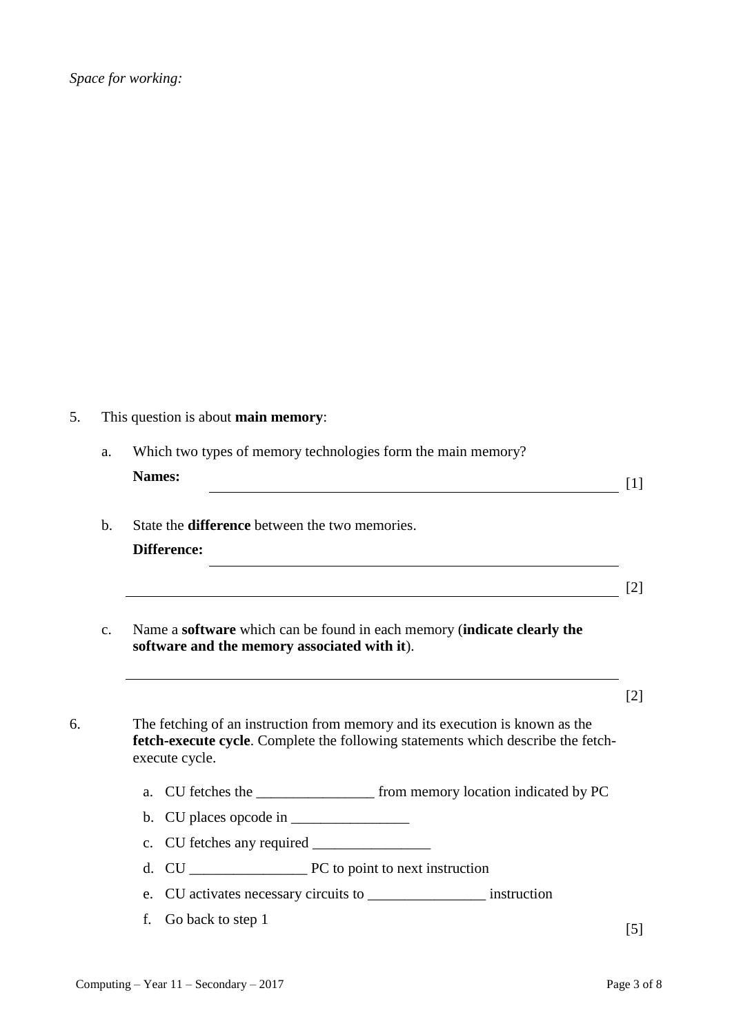*Space for working:*

5. This question is about **main memory**:

   a. Which two types of memory technologies form the main memory?

   **Names:** ________________________________________________ [1]

   b. State the **difference** between the two memories.

   **Difference:** ________________________________________________

   ________________________________________________ [2]

   c. Name a **software** which can be found in each memory (**indicate clearly the software and the memory associated with it**).

   ________________________________________________

   [2]

6. The fetching of an instruction from memory and its execution is known as the **fetch-execute cycle**. Complete the following statements which describe the fetch-execute cycle.

   a. CU fetches the ________________ from memory location indicated by PC
   b. CU places opcode in ________________
   c. CU fetches any required ________________
   d. CU ________________ PC to point to next instruction
   e. CU activates necessary circuits to ________________ instruction
   f. Go back to step 1

   [5]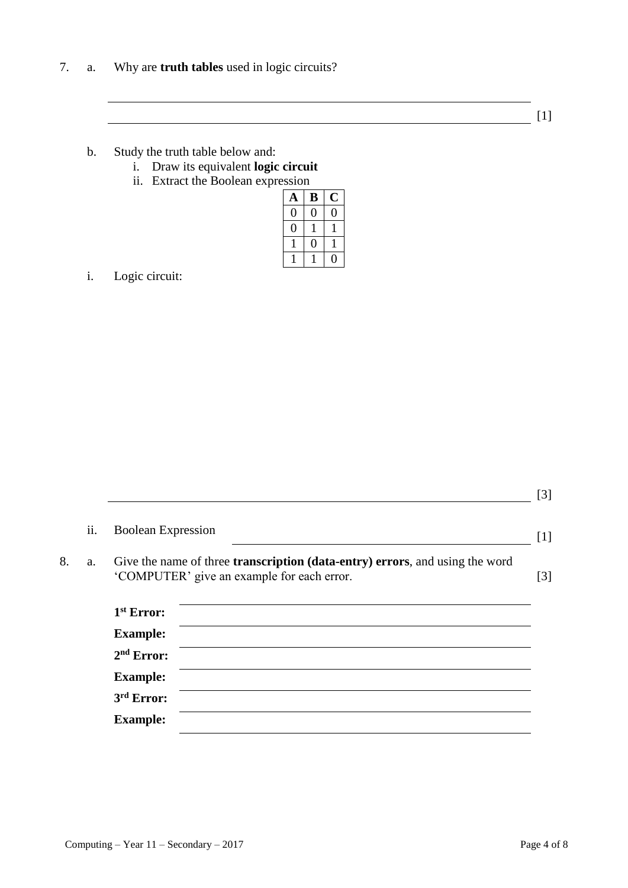7. a. Why are **truth tables** used in logic circuits?

_______________________________________________

_______________________________________________ [1]

b. Study the truth table below and:

i. Draw its equivalent **logic circuit**

ii. Extract the Boolean expression

| A | B | C |
|---|---|---|
| 0 | 0 | 0 |
| 0 | 1 | 1 |
| 1 | 0 | 1 |
| 1 | 1 | 0 |

i. Logic circuit:

_______________________________________________ [3]

ii. Boolean Expression _______________________ [1]

8. a. Give the name of three **transcription (data-entry) errors**, and using the word 'COMPUTER' give an example for each error. [3]

**1st Error:** _______________________

**Example:** _______________________

**2nd Error:** _______________________

**Example:** _______________________

**3rd Error:** _______________________

**Example:** _______________________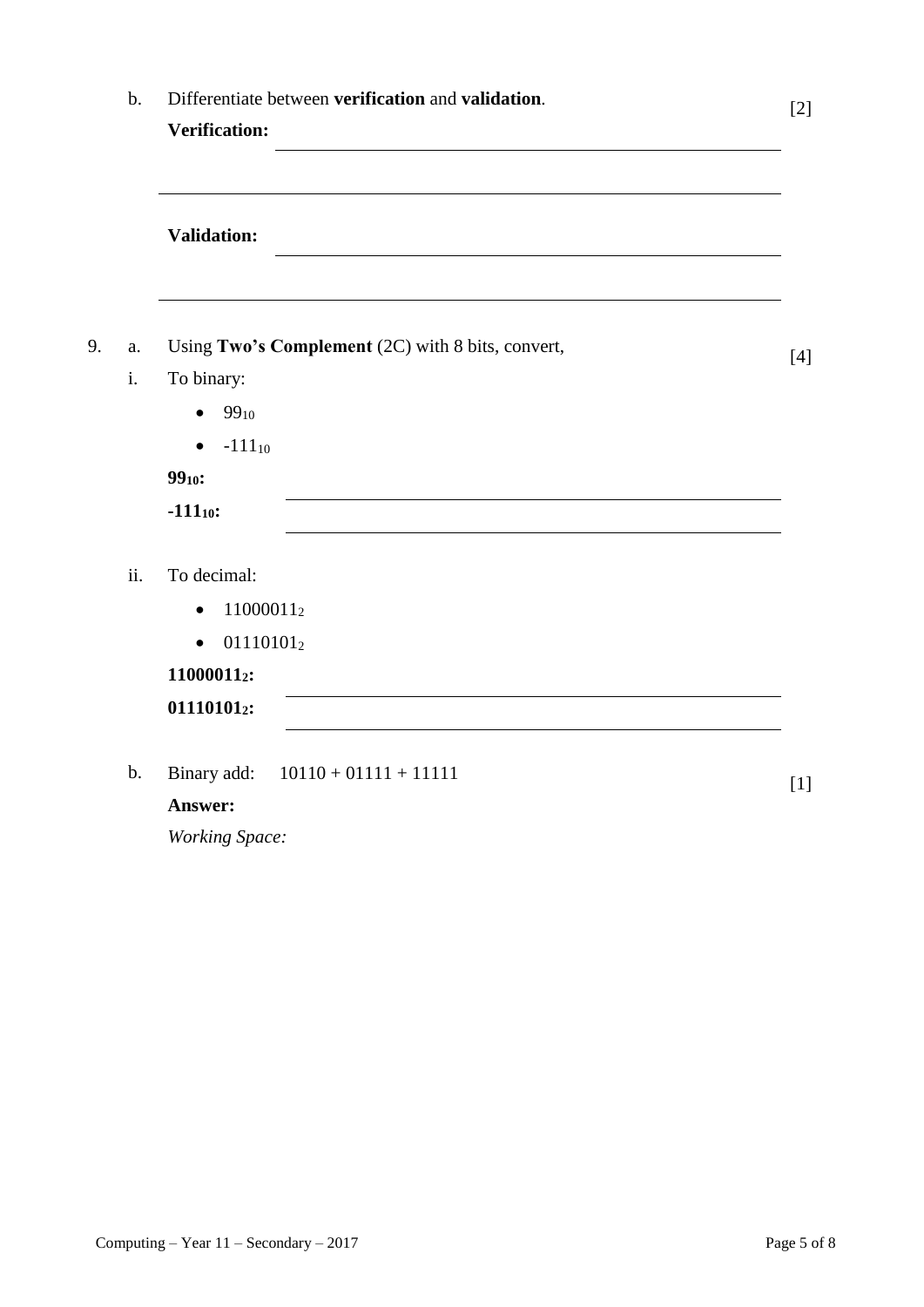b. Differentiate between **verification** and **validation**. [2]

**Verification:** ______________________________

______________________________

**Validation:** ______________________________

______________________________

9. a. Using **Two's Complement** (2C) with 8 bits, convert, [4]

i. To binary:

- $99_{10}$
- $-111_{10}$

**$99_{10}$:** ______________________________

**$-111_{10}$:** ______________________________

ii. To decimal:

- $11000011_2$
- $01110101_2$

**$11000011_2$:** ______________________________

**$01110101_2$:** ______________________________

b. Binary add: 10110 + 01111 + 11111 [1]

**Answer:**

*Working Space:*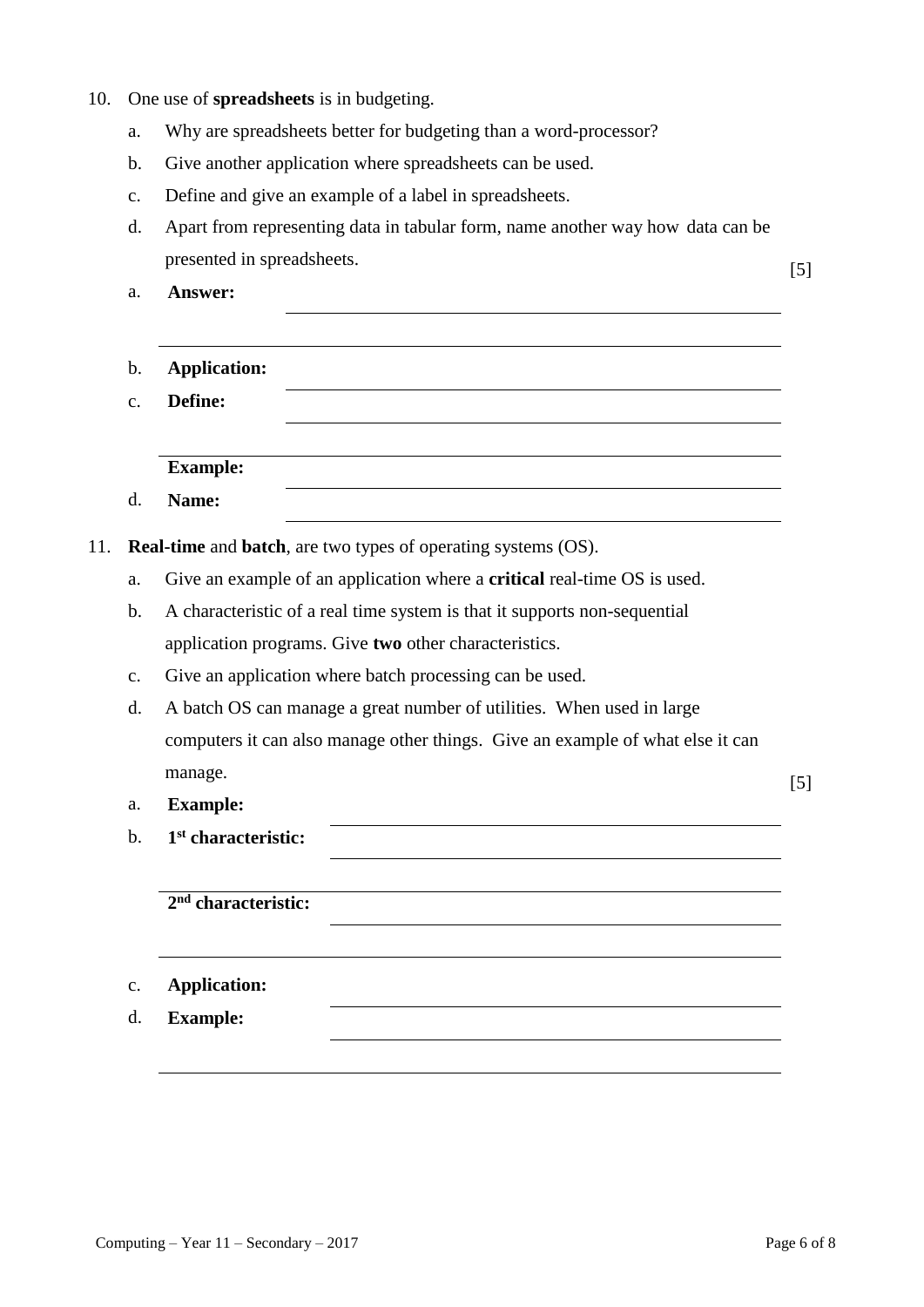10. One use of **spreadsheets** is in budgeting.
    a. Why are spreadsheets better for budgeting than a word-processor?
    b. Give another application where spreadsheets can be used.
    c. Define and give an example of a label in spreadsheets.
    d. Apart from representing data in tabular form, name another way how data can be presented in spreadsheets. [5]

a. **Answer:** ______________________________________________

______________________________________________

b. **Application:** ______________________________________________

c. **Define:** ______________________________________________

______________________________________________

**Example:** ______________________________________________

d. **Name:** ______________________________________________

11. **Real-time** and **batch**, are two types of operating systems (OS).
    a. Give an example of an application where a **critical** real-time OS is used.
    b. A characteristic of a real time system is that it supports non-sequential application programs. Give **two** other characteristics.
    c. Give an application where batch processing can be used.
    d. A batch OS can manage a great number of utilities. When used in large computers it can also manage other things. Give an example of what else it can manage. [5]

a. **Example:** ______________________________________________

b. **1st characteristic:** ______________________________________________

______________________________________________

**2nd characteristic:** ______________________________________________

______________________________________________

c. **Application:** ______________________________________________

d. **Example:** ______________________________________________

______________________________________________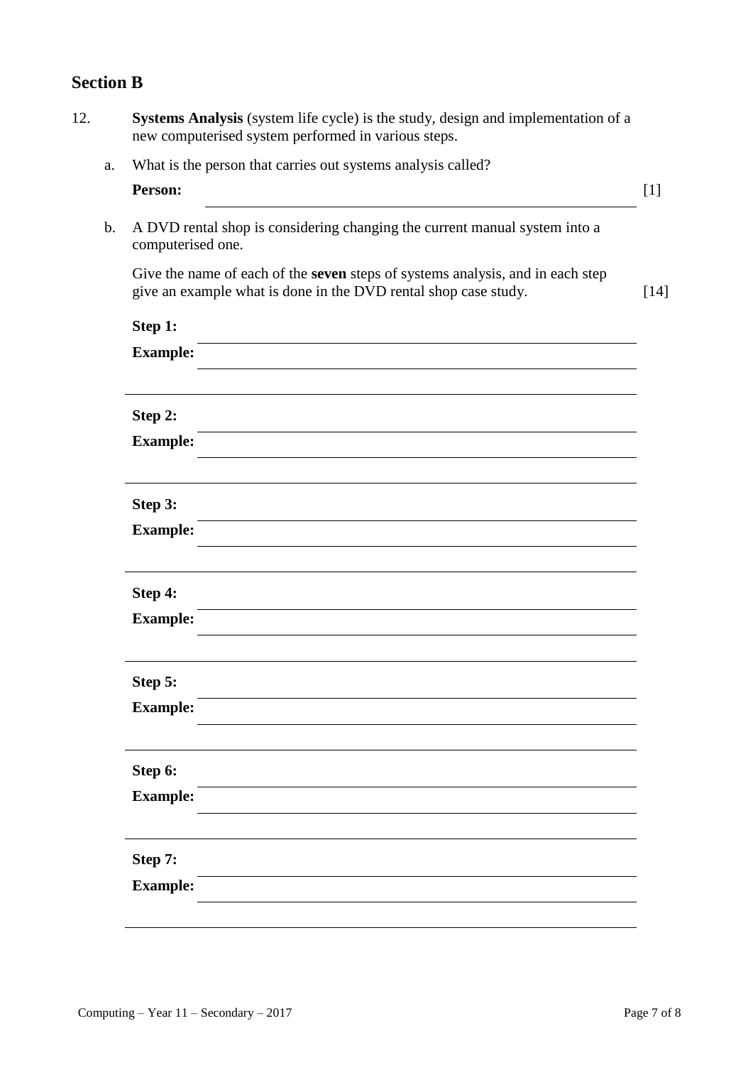## Section B

12. **Systems Analysis** (system life cycle) is the study, design and implementation of a new computerised system performed in various steps.

   a. What is the person that carries out systems analysis called?

   **Person:** ______________________________________________ [1]

   b. A DVD rental shop is considering changing the current manual system into a computerised one.

   Give the name of each of the **seven** steps of systems analysis, and in each step give an example what is done in the DVD rental shop case study. [14]

   **Step 1:** ______________________________________________

   **Example:** ______________________________________________

   ______________________________________________

   **Step 2:** ______________________________________________

   **Example:** ______________________________________________

   ______________________________________________

   **Step 3:** ______________________________________________

   **Example:** ______________________________________________

   ______________________________________________

   **Step 4:** ______________________________________________

   **Example:** ______________________________________________

   ______________________________________________

   **Step 5:** ______________________________________________

   **Example:** ______________________________________________

   ______________________________________________

   **Step 6:** ______________________________________________

   **Example:** ______________________________________________

   ______________________________________________

   **Step 7:** ______________________________________________

   **Example:** ______________________________________________

   ______________________________________________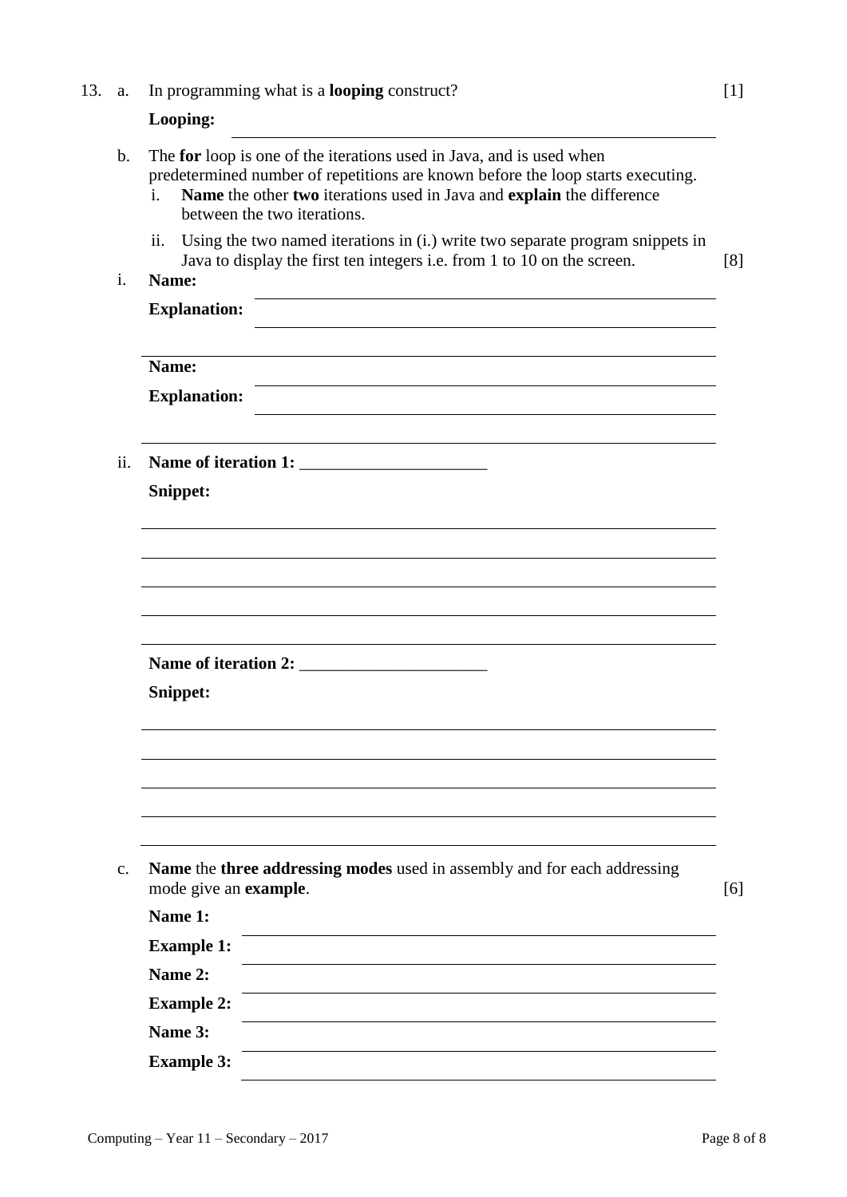13. a. In programming what is a **looping** construct? [1]

**Looping:** \_\_\_\_\_\_\_\_\_\_\_\_\_\_\_\_\_\_\_\_\_\_\_\_\_\_\_\_\_\_\_\_\_\_\_\_\_\_\_\_

b. The **for** loop is one of the iterations used in Java, and is used when predetermined number of repetitions are known before the loop starts executing.

i. **Name** the other **two** iterations used in Java and **explain** the difference between the two iterations.

ii. Using the two named iterations in (i.) write two separate program snippets in Java to display the first ten integers i.e. from 1 to 10 on the screen. [8]

i. **Name:** \_\_\_\_\_\_\_\_\_\_\_\_\_\_\_\_\_\_\_\_\_\_\_\_\_\_\_\_\_\_\_\_\_\_\_\_\_\_\_\_

**Explanation:** \_\_\_\_\_\_\_\_\_\_\_\_\_\_\_\_\_\_\_\_\_\_\_\_\_\_\_\_\_\_\_\_\_\_\_\_\_\_\_\_

\_\_\_\_\_\_\_\_\_\_\_\_\_\_\_\_\_\_\_\_\_\_\_\_\_\_\_\_\_\_\_\_\_\_\_\_\_\_\_\_\_\_\_\_\_\_\_\_\_\_\_\_

**Name:** \_\_\_\_\_\_\_\_\_\_\_\_\_\_\_\_\_\_\_\_\_\_\_\_\_\_\_\_\_\_\_\_\_\_\_\_\_\_\_\_

**Explanation:** \_\_\_\_\_\_\_\_\_\_\_\_\_\_\_\_\_\_\_\_\_\_\_\_\_\_\_\_\_\_\_\_\_\_\_\_\_\_\_\_

\_\_\_\_\_\_\_\_\_\_\_\_\_\_\_\_\_\_\_\_\_\_\_\_\_\_\_\_\_\_\_\_\_\_\_\_\_\_\_\_\_\_\_\_\_\_\_\_\_\_\_\_

ii. **Name of iteration 1:** \_\_\_\_\_\_\_\_\_\_\_\_\_\_\_\_\_\_\_\_\_\_

**Snippet:**

\_\_\_\_\_\_\_\_\_\_\_\_\_\_\_\_\_\_\_\_\_\_\_\_\_\_\_\_\_\_\_\_\_\_\_\_\_\_\_\_\_\_\_\_\_\_\_\_\_\_\_\_

\_\_\_\_\_\_\_\_\_\_\_\_\_\_\_\_\_\_\_\_\_\_\_\_\_\_\_\_\_\_\_\_\_\_\_\_\_\_\_\_\_\_\_\_\_\_\_\_\_\_\_\_

\_\_\_\_\_\_\_\_\_\_\_\_\_\_\_\_\_\_\_\_\_\_\_\_\_\_\_\_\_\_\_\_\_\_\_\_\_\_\_\_\_\_\_\_\_\_\_\_\_\_\_\_

\_\_\_\_\_\_\_\_\_\_\_\_\_\_\_\_\_\_\_\_\_\_\_\_\_\_\_\_\_\_\_\_\_\_\_\_\_\_\_\_\_\_\_\_\_\_\_\_\_\_\_\_

\_\_\_\_\_\_\_\_\_\_\_\_\_\_\_\_\_\_\_\_\_\_\_\_\_\_\_\_\_\_\_\_\_\_\_\_\_\_\_\_\_\_\_\_\_\_\_\_\_\_\_\_

**Name of iteration 2:** \_\_\_\_\_\_\_\_\_\_\_\_\_\_\_\_\_\_\_\_\_\_

**Snippet:**

\_\_\_\_\_\_\_\_\_\_\_\_\_\_\_\_\_\_\_\_\_\_\_\_\_\_\_\_\_\_\_\_\_\_\_\_\_\_\_\_\_\_\_\_\_\_\_\_\_\_\_\_

\_\_\_\_\_\_\_\_\_\_\_\_\_\_\_\_\_\_\_\_\_\_\_\_\_\_\_\_\_\_\_\_\_\_\_\_\_\_\_\_\_\_\_\_\_\_\_\_\_\_\_\_

\_\_\_\_\_\_\_\_\_\_\_\_\_\_\_\_\_\_\_\_\_\_\_\_\_\_\_\_\_\_\_\_\_\_\_\_\_\_\_\_\_\_\_\_\_\_\_\_\_\_\_\_

\_\_\_\_\_\_\_\_\_\_\_\_\_\_\_\_\_\_\_\_\_\_\_\_\_\_\_\_\_\_\_\_\_\_\_\_\_\_\_\_\_\_\_\_\_\_\_\_\_\_\_\_

\_\_\_\_\_\_\_\_\_\_\_\_\_\_\_\_\_\_\_\_\_\_\_\_\_\_\_\_\_\_\_\_\_\_\_\_\_\_\_\_\_\_\_\_\_\_\_\_\_\_\_\_

c. **Name** the **three addressing modes** used in assembly and for each addressing mode give an **example**. [6]

**Name 1:** \_\_\_\_\_\_\_\_\_\_\_\_\_\_\_\_\_\_\_\_\_\_\_\_\_\_\_\_\_\_\_\_\_\_\_\_\_\_\_\_

**Example 1:** \_\_\_\_\_\_\_\_\_\_\_\_\_\_\_\_\_\_\_\_\_\_\_\_\_\_\_\_\_\_\_\_\_\_\_\_\_\_\_\_

**Name 2:** \_\_\_\_\_\_\_\_\_\_\_\_\_\_\_\_\_\_\_\_\_\_\_\_\_\_\_\_\_\_\_\_\_\_\_\_\_\_\_\_

**Example 2:** \_\_\_\_\_\_\_\_\_\_\_\_\_\_\_\_\_\_\_\_\_\_\_\_\_\_\_\_\_\_\_\_\_\_\_\_\_\_\_\_

**Name 3:** \_\_\_\_\_\_\_\_\_\_\_\_\_\_\_\_\_\_\_\_\_\_\_\_\_\_\_\_\_\_\_\_\_\_\_\_\_\_\_\_

**Example 3:** \_\_\_\_\_\_\_\_\_\_\_\_\_\_\_\_\_\_\_\_\_\_\_\_\_\_\_\_\_\_\_\_\_\_\_\_\_\_\_\_